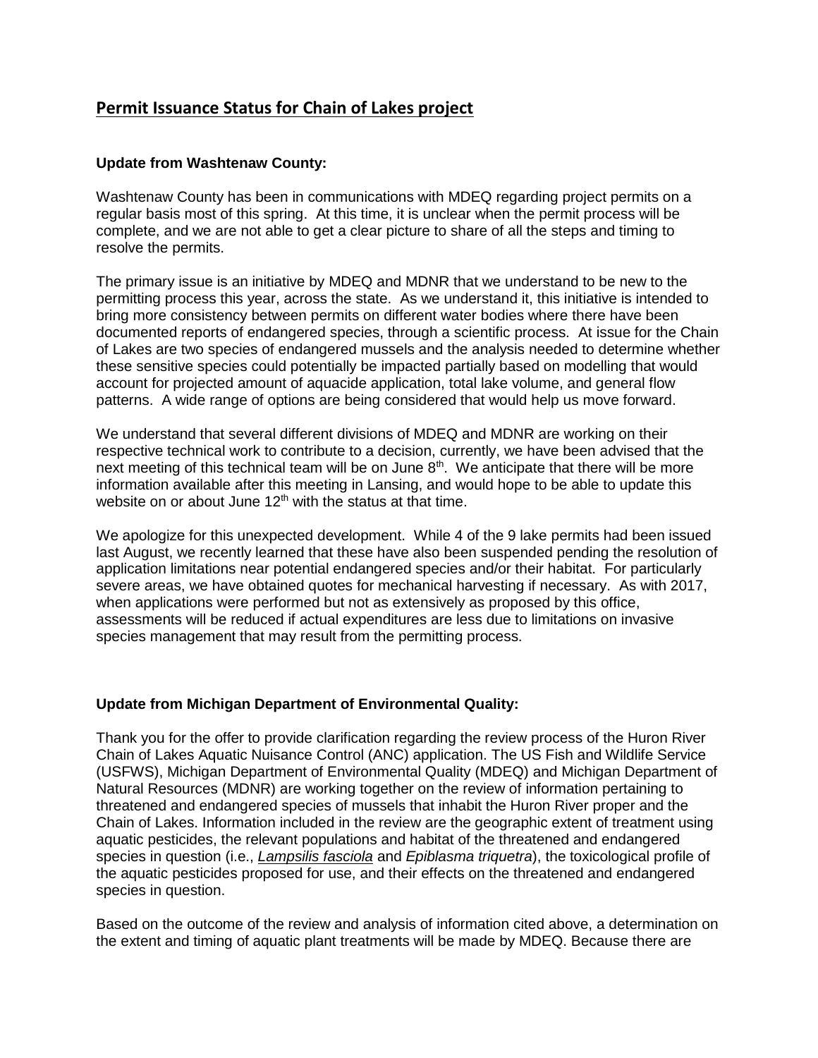## Permit Issuance Status for Chain of Lakes project

**Update from Washtenaw County:**

Washtenaw County has been in communications with MDEQ regarding project permits on a regular basis most of this spring. At this time, it is unclear when the permit process will be complete, and we are not able to get a clear picture to share of all the steps and timing to resolve the permits.

The primary issue is an initiative by MDEQ and MDNR that we understand to be new to the permitting process this year, across the state. As we understand it, this initiative is intended to bring more consistency between permits on different water bodies where there have been documented reports of endangered species, through a scientific process. At issue for the Chain of Lakes are two species of endangered mussels and the analysis needed to determine whether these sensitive species could potentially be impacted partially based on modelling that would account for projected amount of aquacide application, total lake volume, and general flow patterns. A wide range of options are being considered that would help us move forward.

We understand that several different divisions of MDEQ and MDNR are working on their respective technical work to contribute to a decision, currently, we have been advised that the next meeting of this technical team will be on June 8th. We anticipate that there will be more information available after this meeting in Lansing, and would hope to be able to update this website on or about June 12th with the status at that time.

We apologize for this unexpected development. While 4 of the 9 lake permits had been issued last August, we recently learned that these have also been suspended pending the resolution of application limitations near potential endangered species and/or their habitat. For particularly severe areas, we have obtained quotes for mechanical harvesting if necessary. As with 2017, when applications were performed but not as extensively as proposed by this office, assessments will be reduced if actual expenditures are less due to limitations on invasive species management that may result from the permitting process.

**Update from Michigan Department of Environmental Quality:**

Thank you for the offer to provide clarification regarding the review process of the Huron River Chain of Lakes Aquatic Nuisance Control (ANC) application. The US Fish and Wildlife Service (USFWS), Michigan Department of Environmental Quality (MDEQ) and Michigan Department of Natural Resources (MDNR) are working together on the review of information pertaining to threatened and endangered species of mussels that inhabit the Huron River proper and the Chain of Lakes. Information included in the review are the geographic extent of treatment using aquatic pesticides, the relevant populations and habitat of the threatened and endangered species in question (i.e., *Lampsilis fasciola* and *Epiblasma triquetra*), the toxicological profile of the aquatic pesticides proposed for use, and their effects on the threatened and endangered species in question.

Based on the outcome of the review and analysis of information cited above, a determination on the extent and timing of aquatic plant treatments will be made by MDEQ. Because there are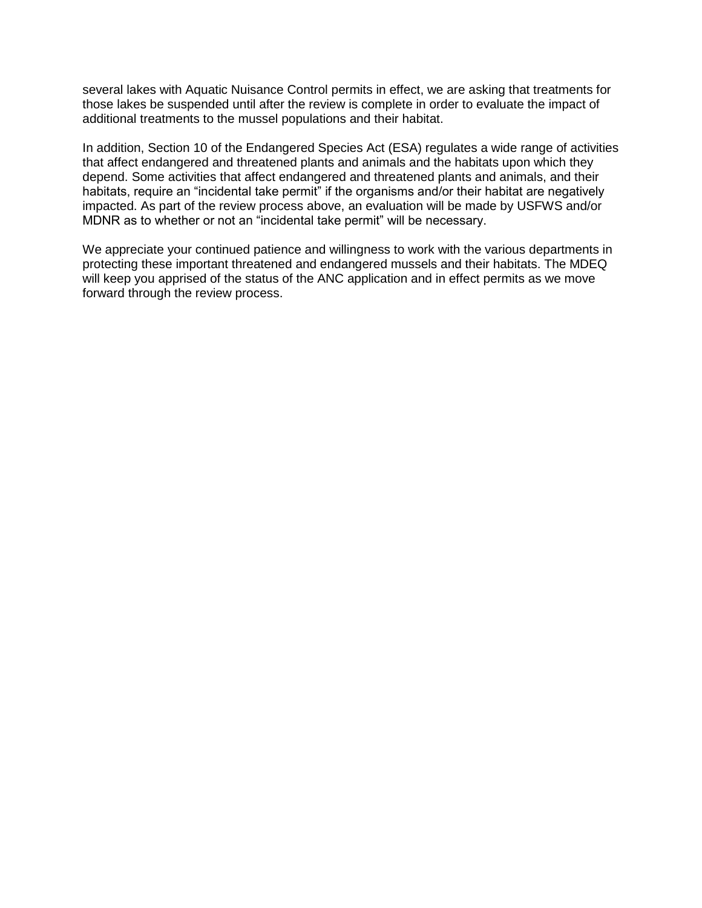several lakes with Aquatic Nuisance Control permits in effect, we are asking that treatments for those lakes be suspended until after the review is complete in order to evaluate the impact of additional treatments to the mussel populations and their habitat.

In addition, Section 10 of the Endangered Species Act (ESA) regulates a wide range of activities that affect endangered and threatened plants and animals and the habitats upon which they depend. Some activities that affect endangered and threatened plants and animals, and their habitats, require an "incidental take permit" if the organisms and/or their habitat are negatively impacted. As part of the review process above, an evaluation will be made by USFWS and/or MDNR as to whether or not an "incidental take permit" will be necessary.

We appreciate your continued patience and willingness to work with the various departments in protecting these important threatened and endangered mussels and their habitats. The MDEQ will keep you apprised of the status of the ANC application and in effect permits as we move forward through the review process.